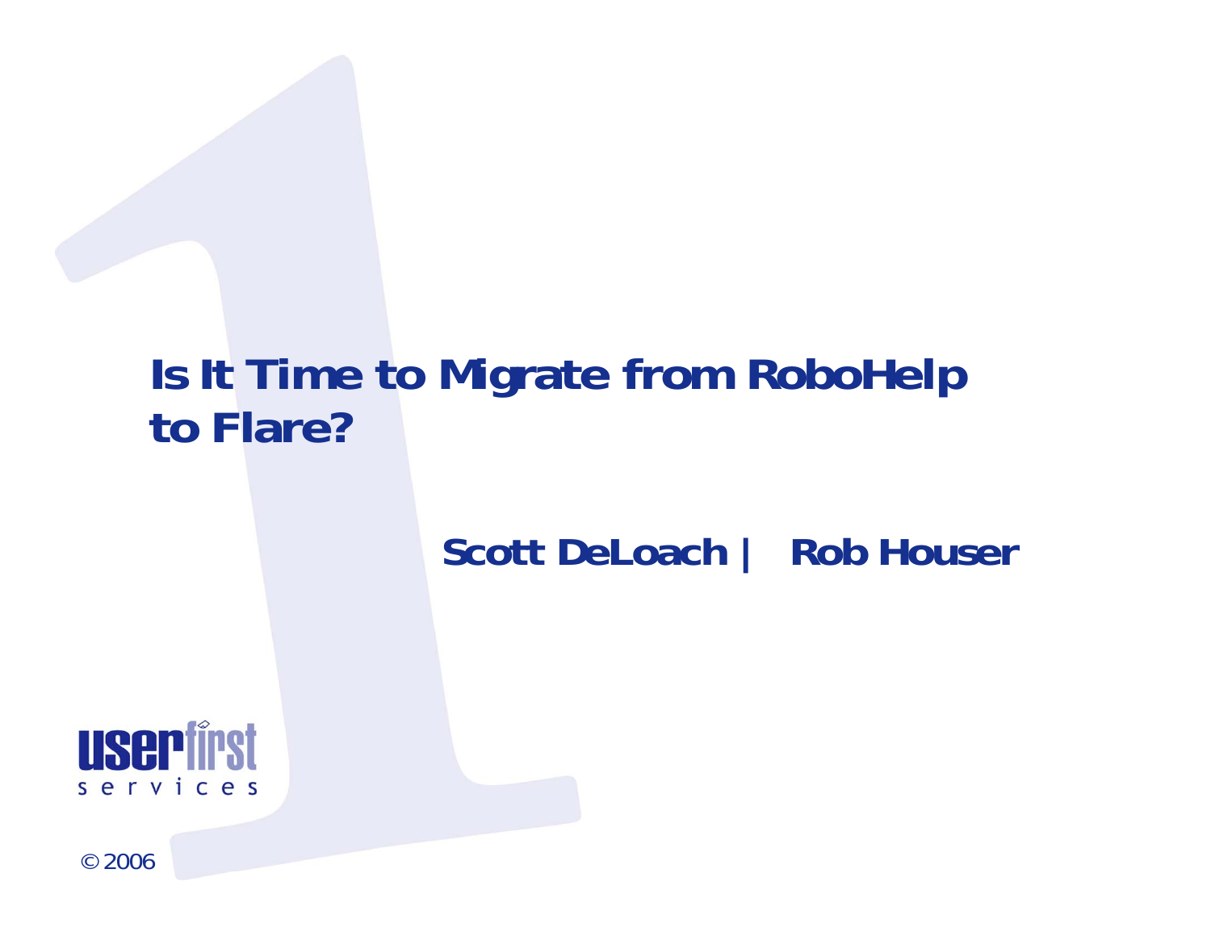# Is It Time to Migrate from RoboHelp to Flare?

**Scott DeLoach | Rob Houser**

userfirst services

© 2006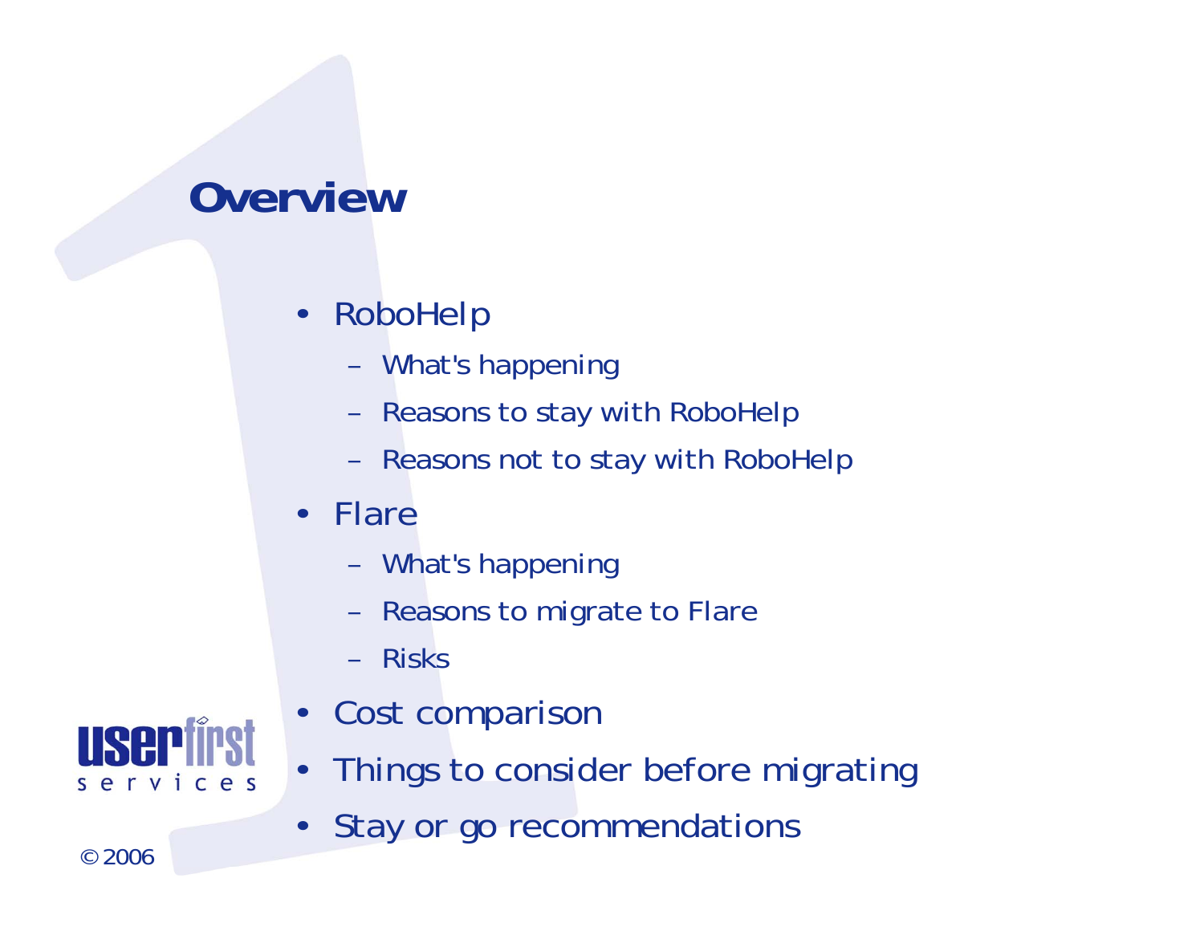# Overview

- RoboHelp
  - What's happening
  - Reasons to stay with RoboHelp
  - Reasons not to stay with RoboHelp
- Flare
  - What's happening
  - Reasons to migrate to Flare
  - Risks
- Cost comparison
- Things to consider before migrating
- Stay or go recommendations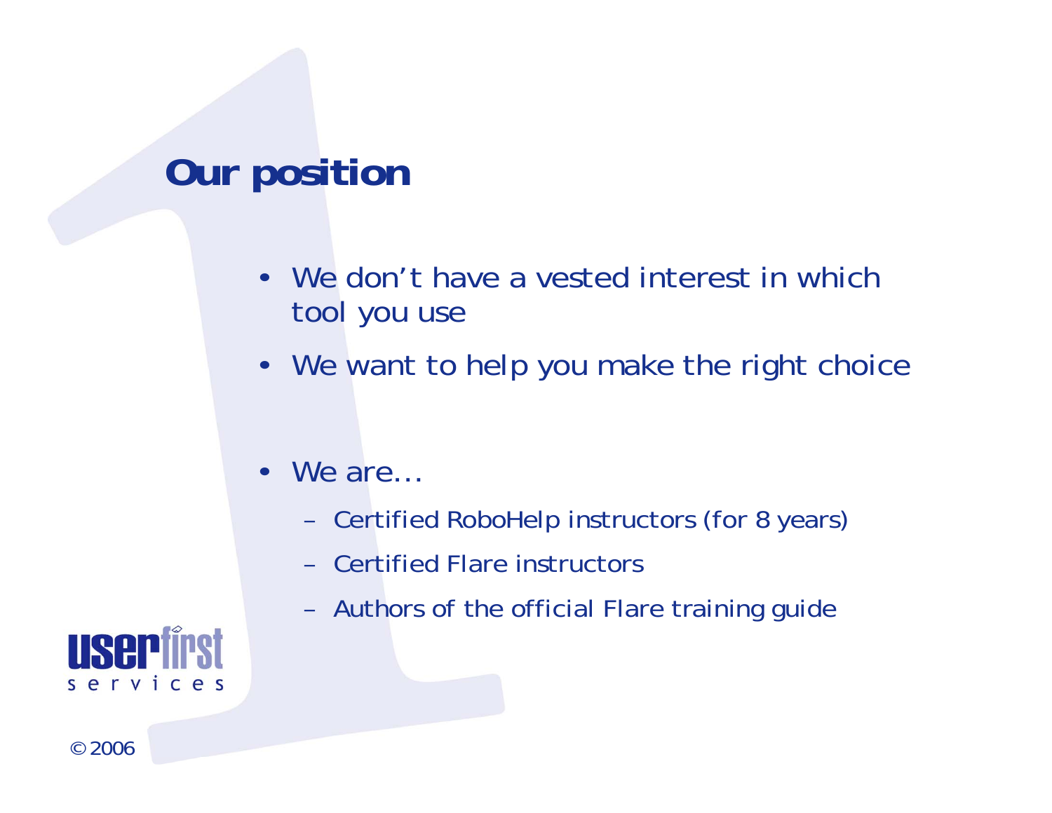# Our position

- We don't have a vested interest in which tool you use
- We want to help you make the right choice

- We are…
  - Certified RoboHelp instructors (for 8 years)
  - Certified Flare instructors
  - Authors of the official Flare training guide

userfirst services

© 2006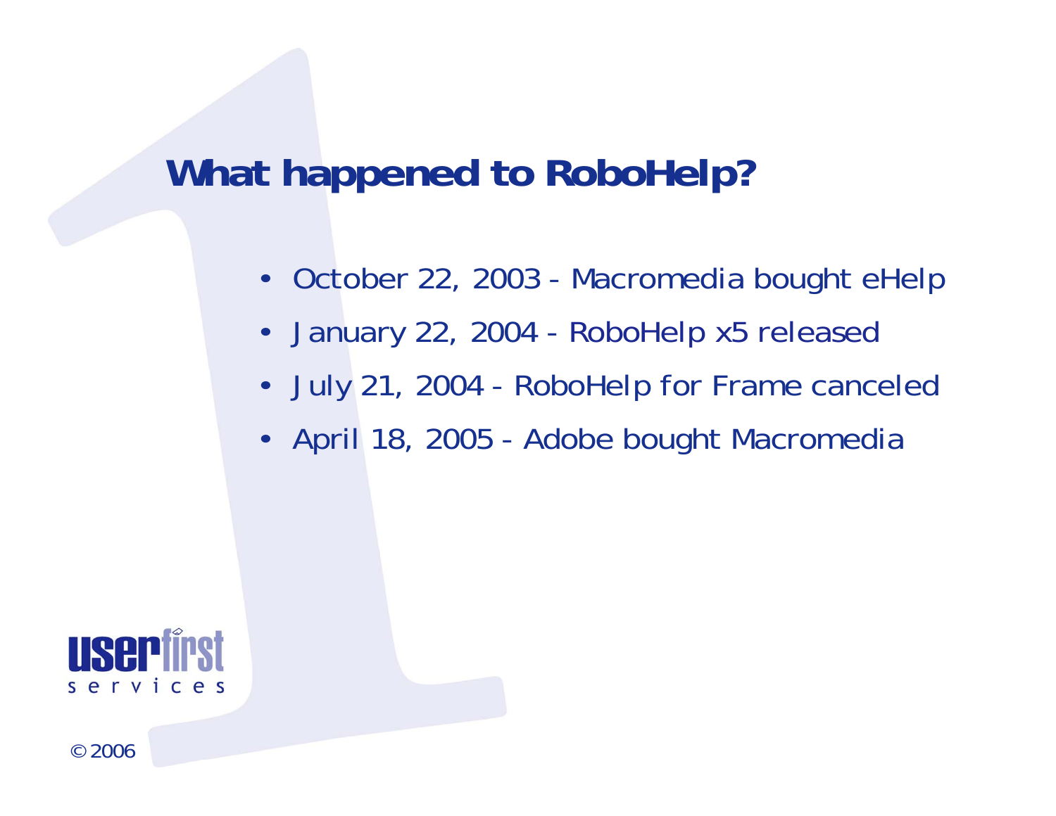# What happened to RoboHelp?

- October 22, 2003 - Macromedia bought eHelp
- January 22, 2004 - RoboHelp x5 released
- July 21, 2004 - RoboHelp for Frame canceled
- April 18, 2005 - Adobe bought Macromedia

userfirst services

© 2006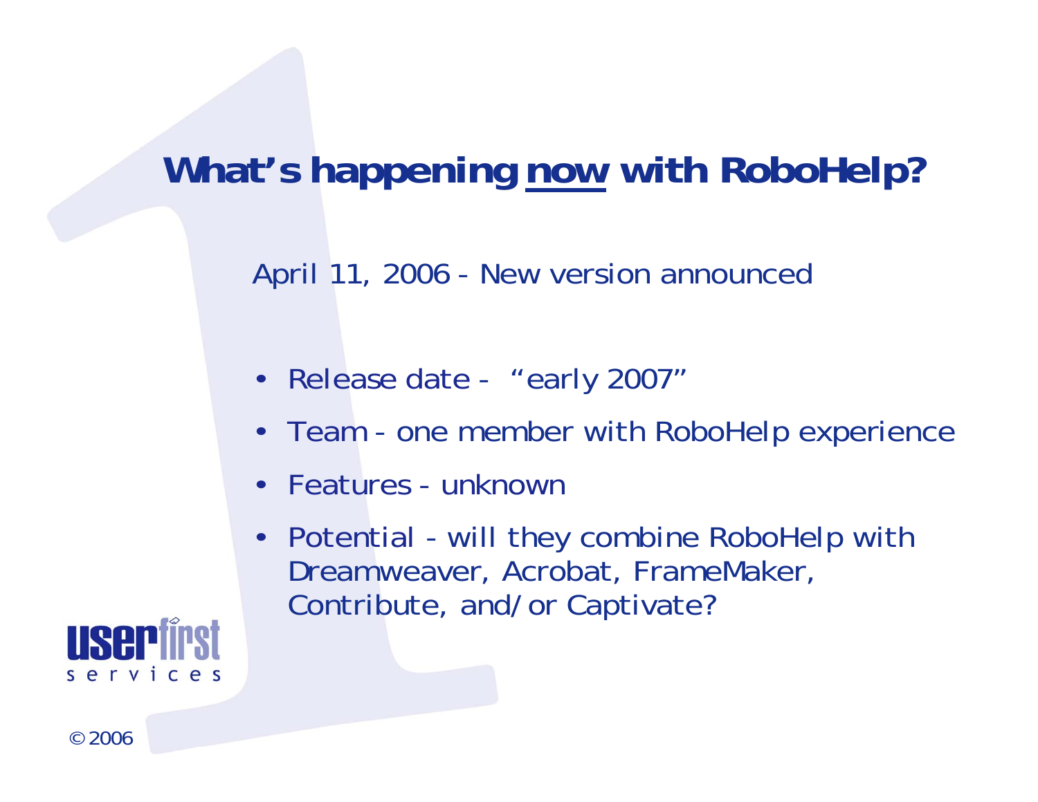# What's happening now with RoboHelp?

April 11, 2006 - New version announced

- Release date - "early 2007"
- Team - one member with RoboHelp experience
- Features - unknown
- Potential - will they combine RoboHelp with Dreamweaver, Acrobat, FrameMaker, Contribute, and/or Captivate?

userfirst services

© 2006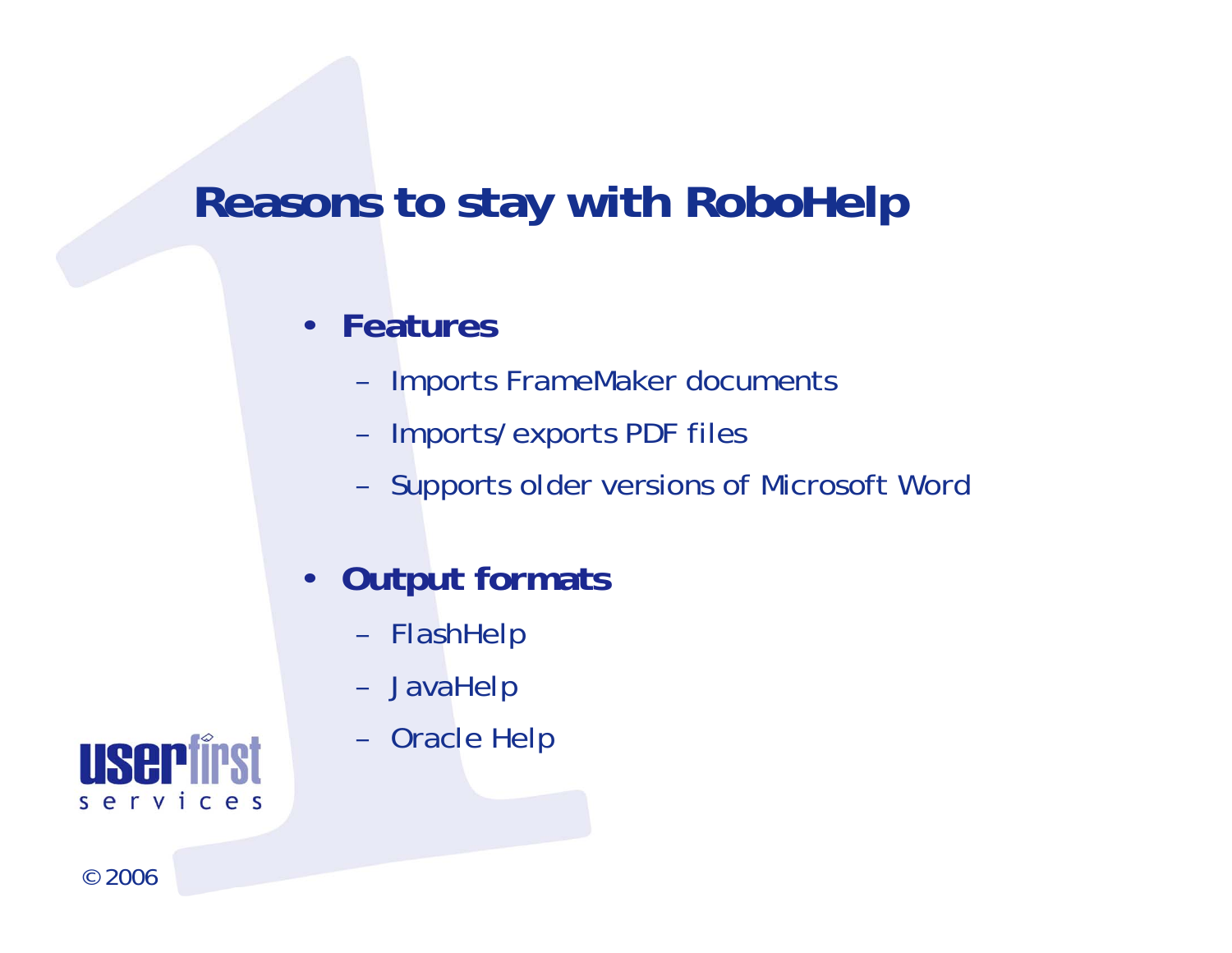# Reasons to stay with RoboHelp

- **Features**
  - Imports FrameMaker documents
  - Imports/exports PDF files
  - Supports older versions of Microsoft Word
- **Output formats**
  - FlashHelp
  - JavaHelp
  - Oracle Help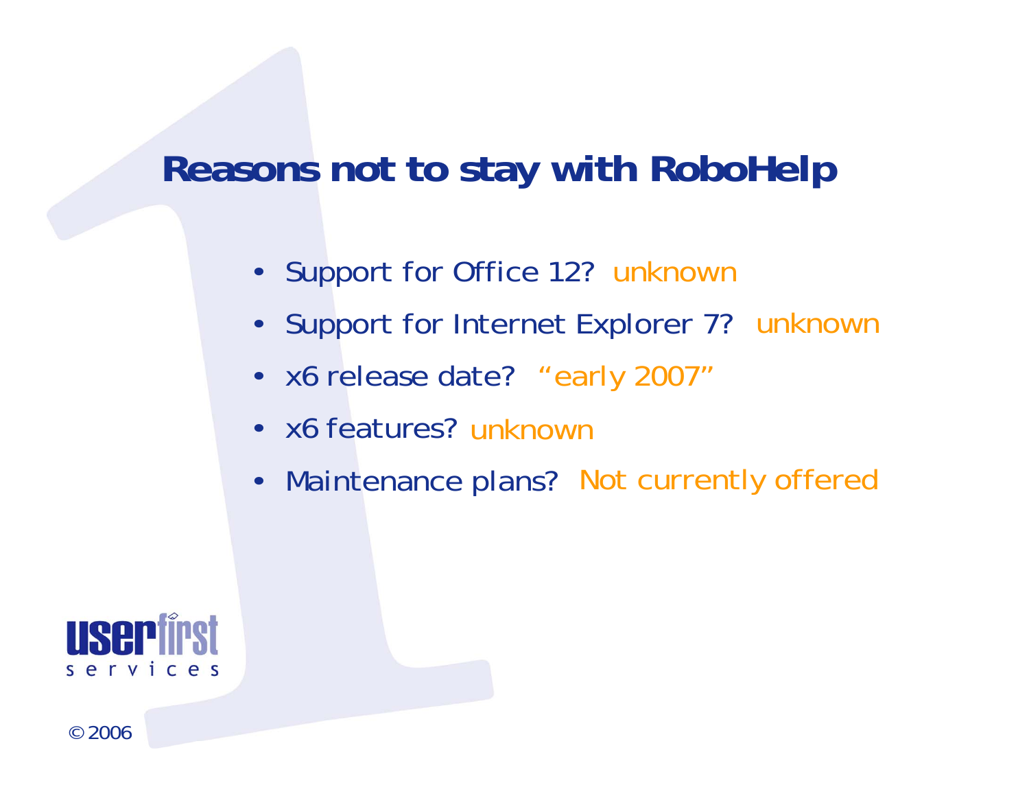# Reasons not to stay with RoboHelp

- Support for Office 12? unknown
- Support for Internet Explorer 7? unknown
- x6 release date? "early 2007"
- x6 features? unknown
- Maintenance plans? Not currently offered

userfirst services

© 2006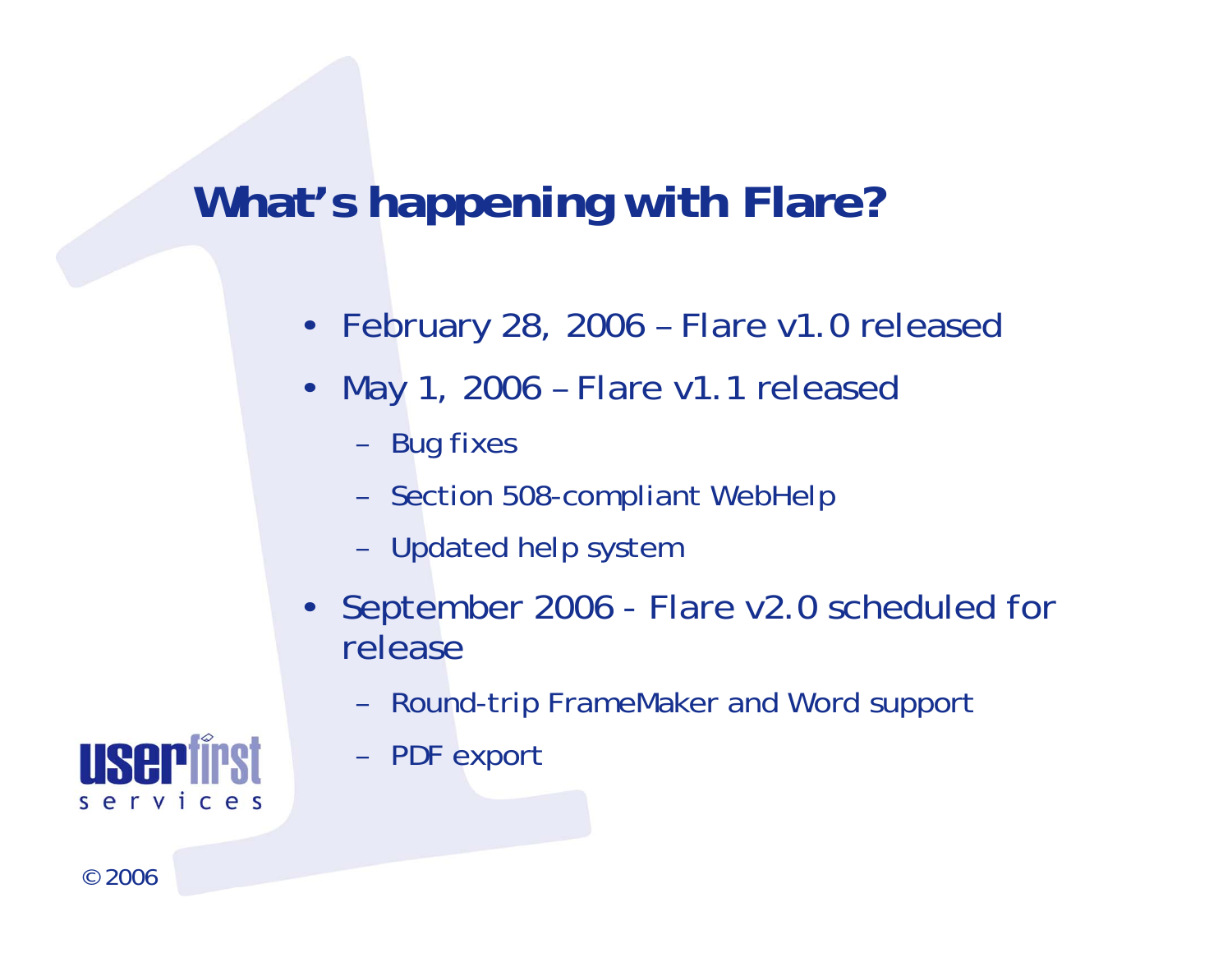# What's happening with Flare?

- February 28, 2006 – Flare v1.0 released
- May 1, 2006 – Flare v1.1 released
  - Bug fixes
  - Section 508-compliant WebHelp
  - Updated help system
- September 2006 - Flare v2.0 scheduled for release
  - Round-trip FrameMaker and Word support
  - PDF export

userfirst services

© 2006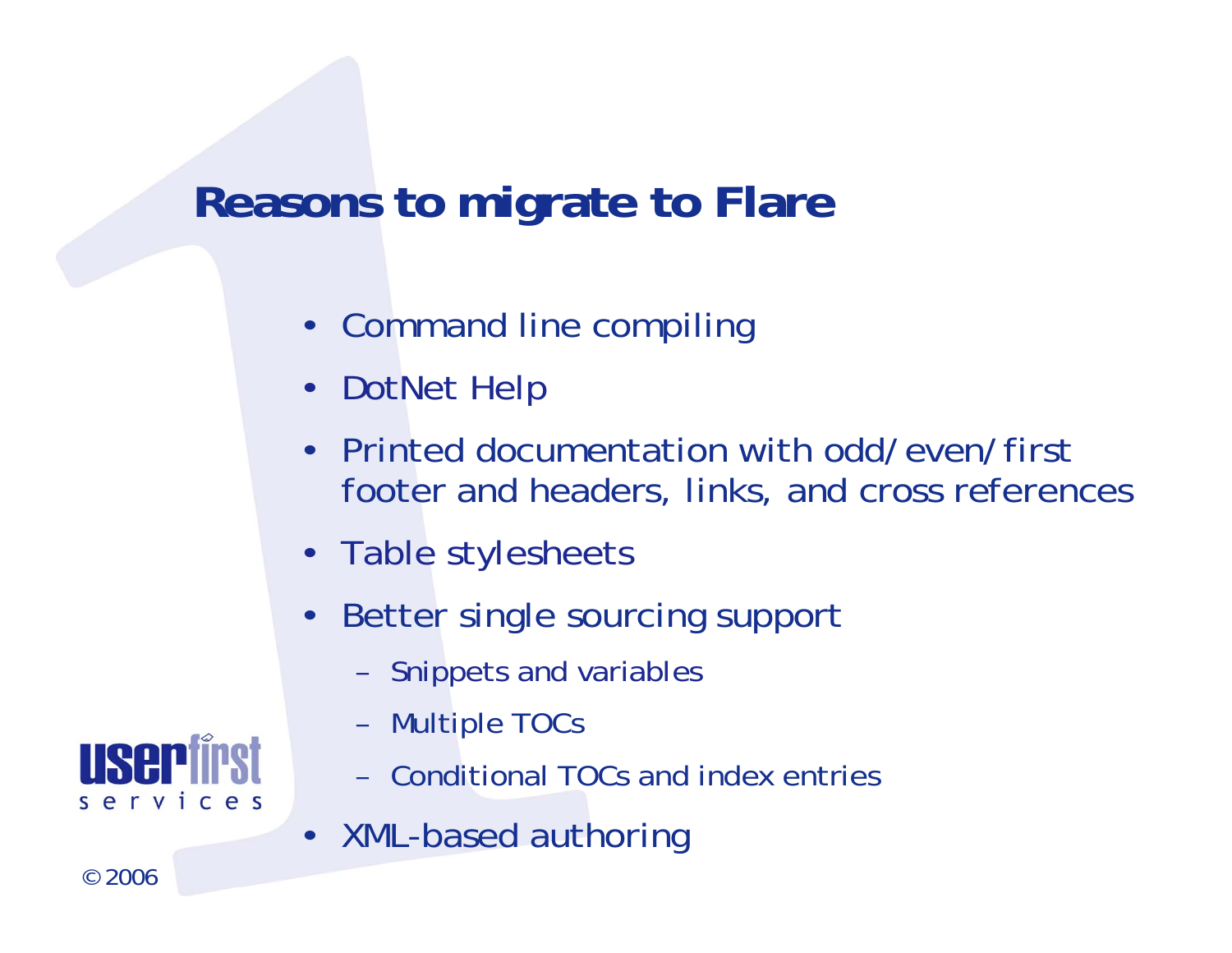# Reasons to migrate to Flare

- Command line compiling
- DotNet Help
- Printed documentation with odd/even/first footer and headers, links, and cross references
- Table stylesheets
- Better single sourcing support
  - Snippets and variables
  - Multiple TOCs
  - Conditional TOCs and index entries
- XML-based authoring

userfirst services

© 2006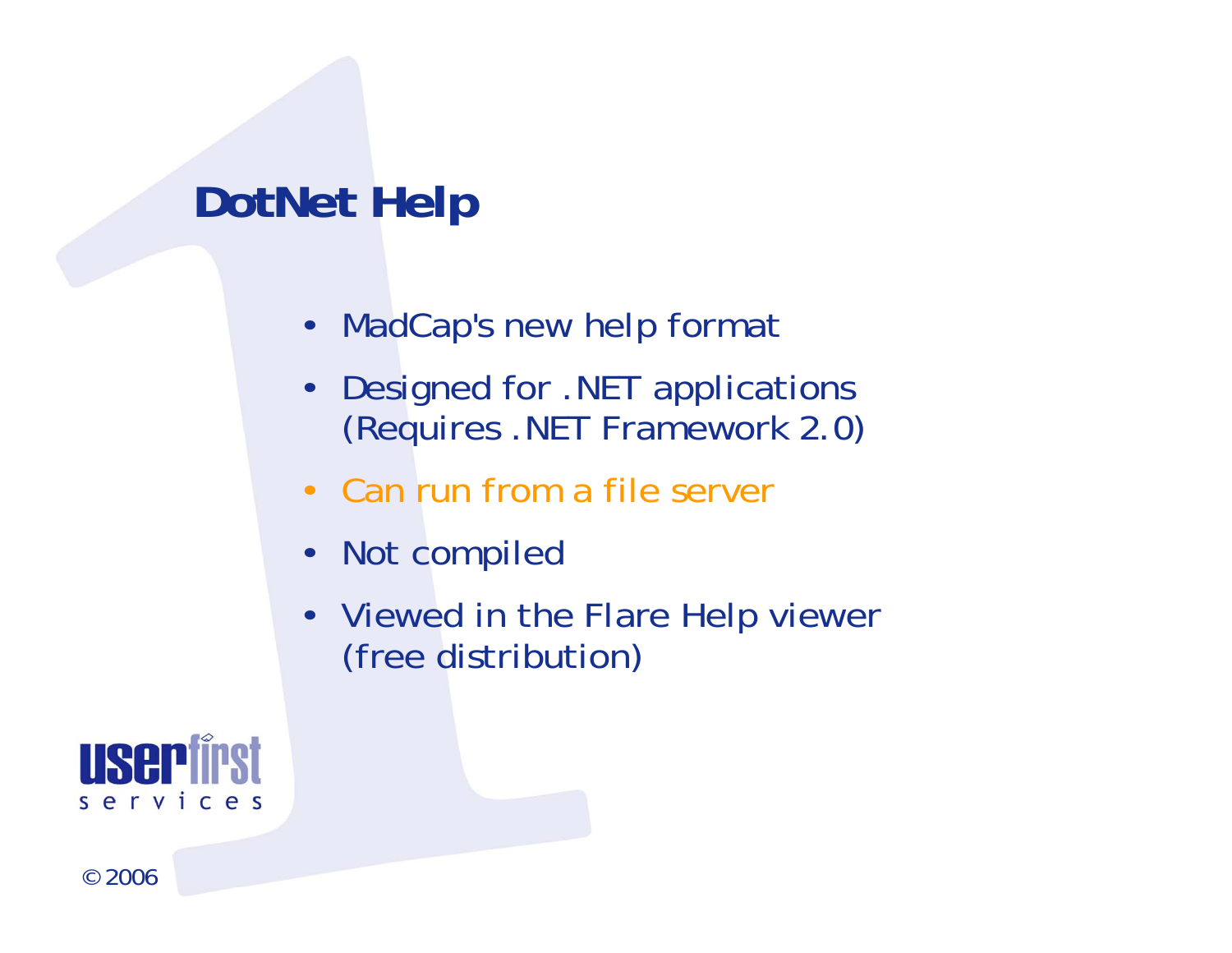# DotNet Help

- MadCap's new help format
- Designed for .NET applications (Requires .NET Framework 2.0)
- Can run from a file server
- Not compiled
- Viewed in the Flare Help viewer (free distribution)

userfirst services

© 2006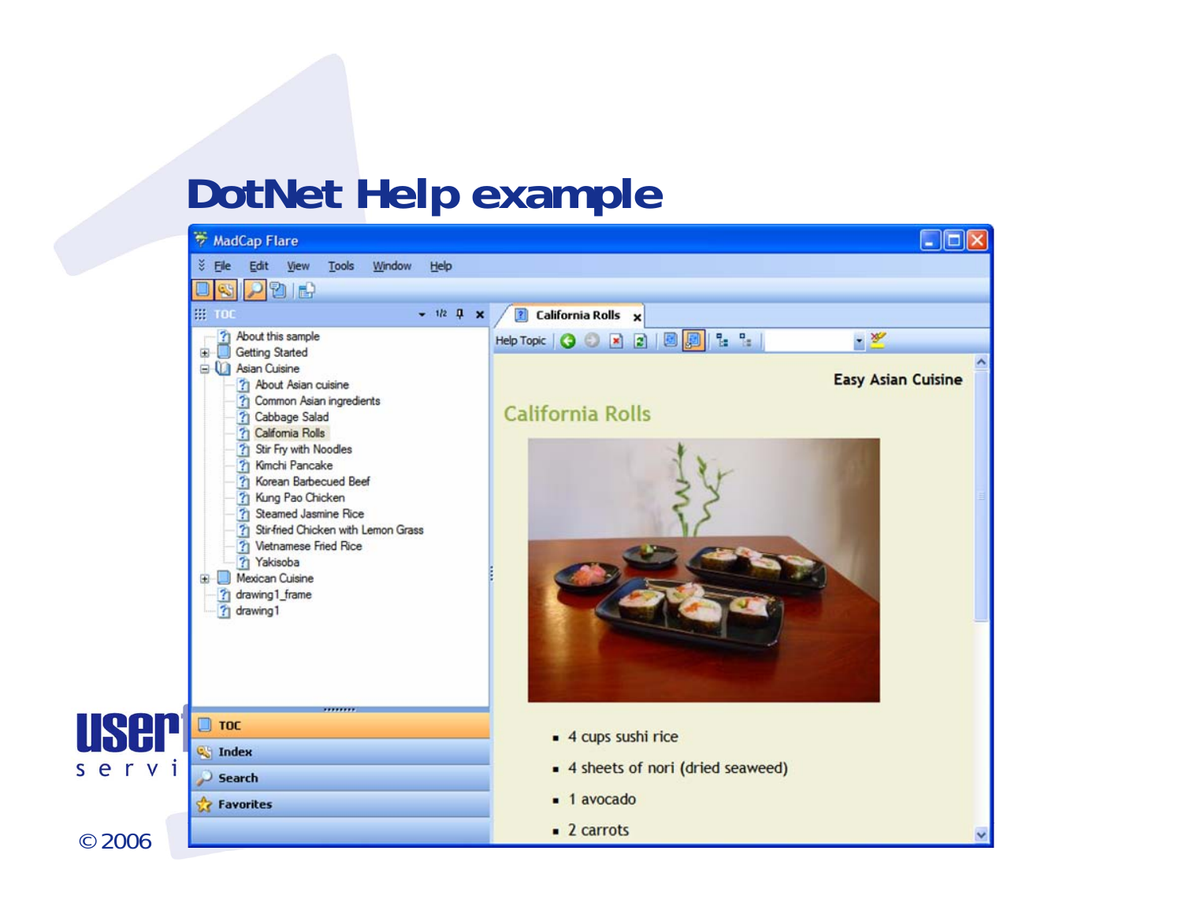# DotNet Help example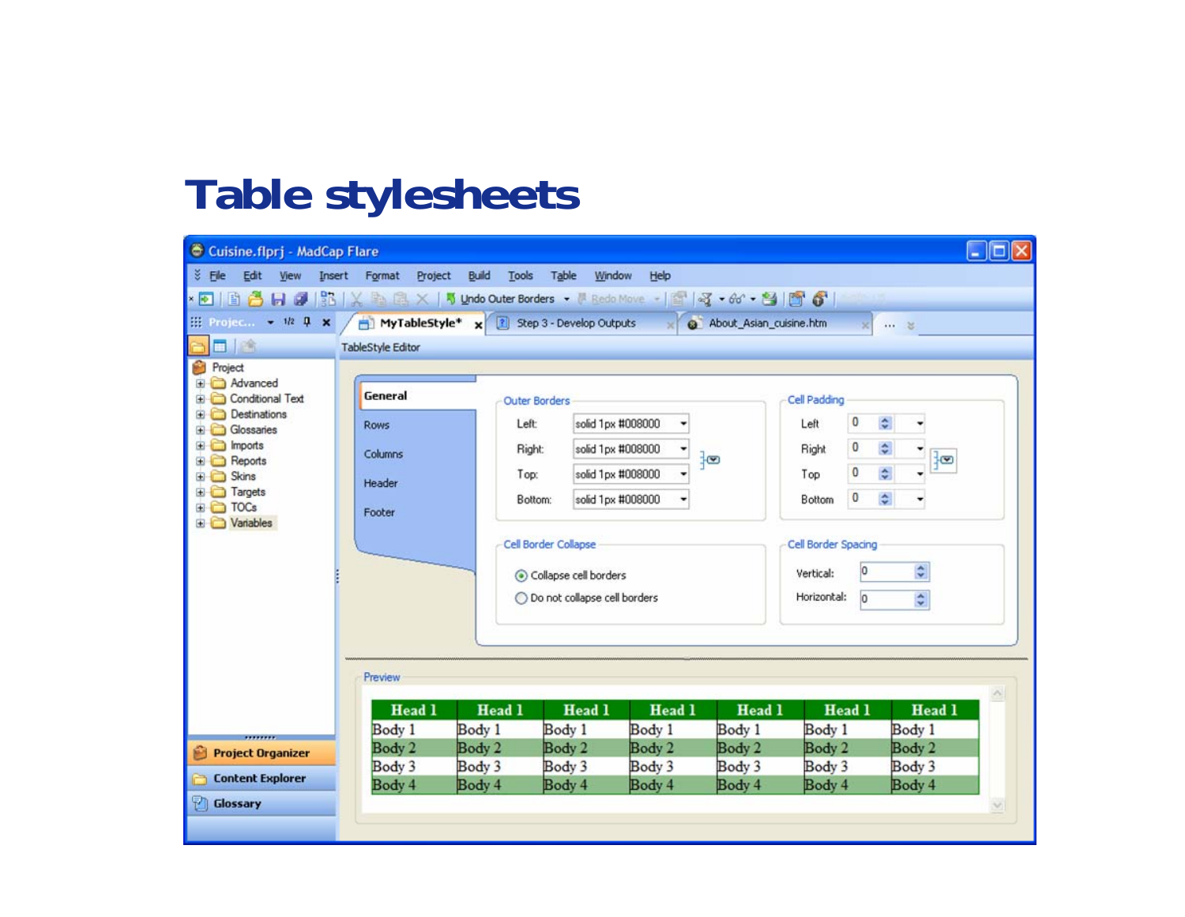# Table stylesheets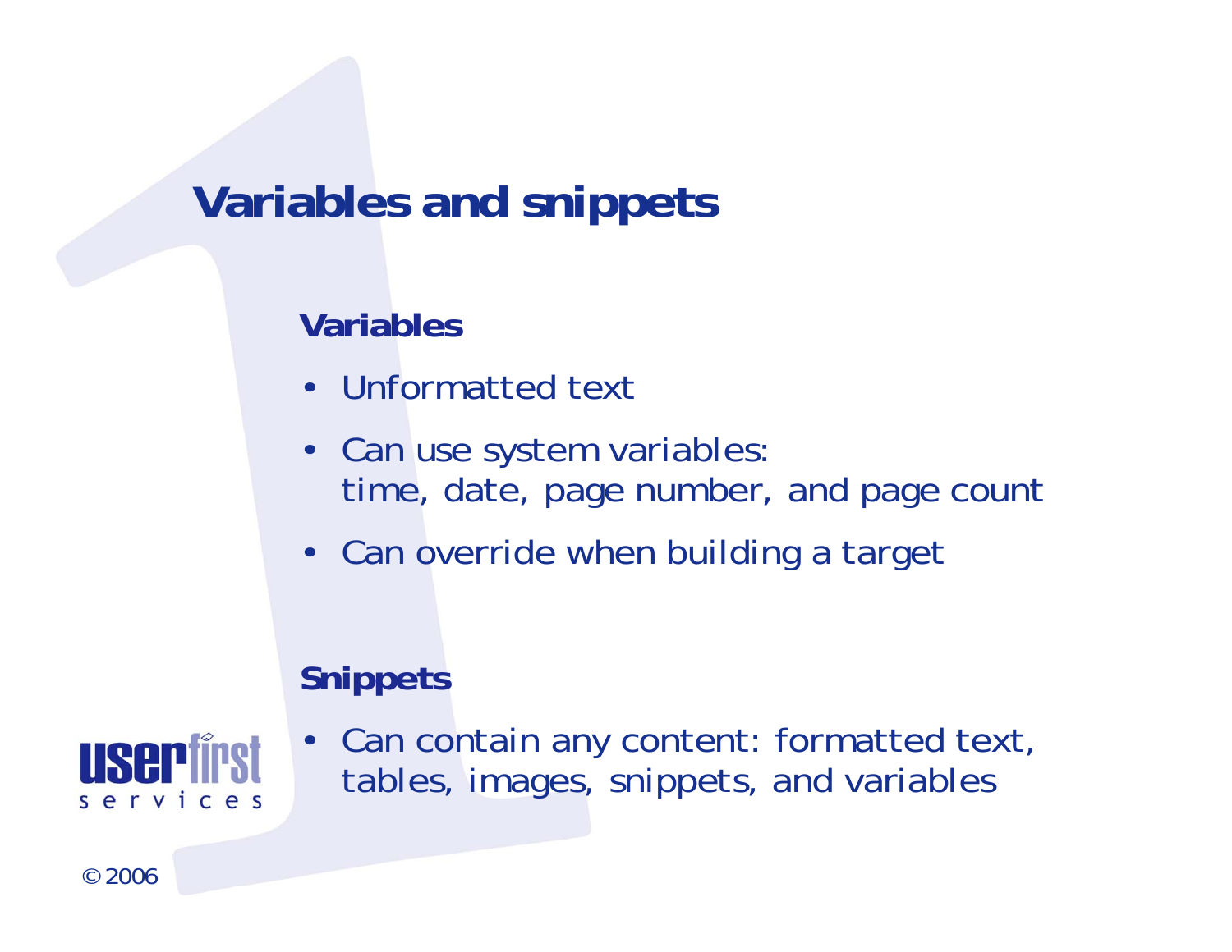# Variables and snippets

## Variables

- Unformatted text
- Can use system variables:
  time, date, page number, and page count
- Can override when building a target

## Snippets

- Can contain any content: formatted text, tables, images, snippets, and variables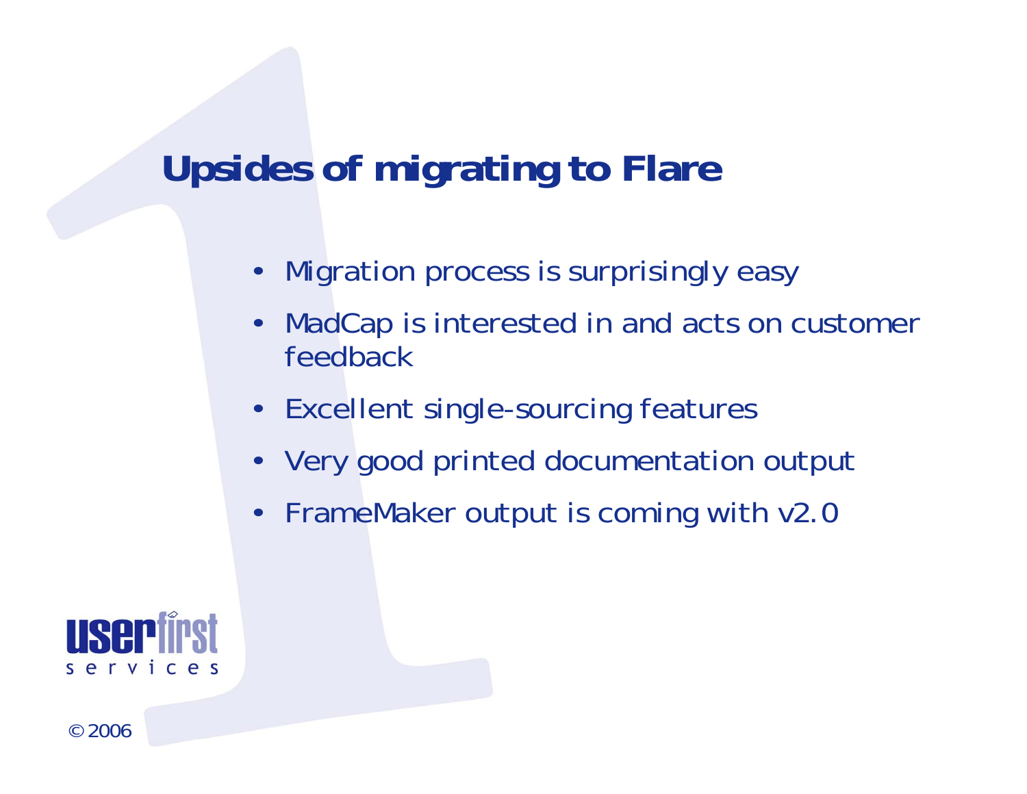# Upsides of migrating to Flare

- Migration process is surprisingly easy
- MadCap is interested in and acts on customer feedback
- Excellent single-sourcing features
- Very good printed documentation output
- FrameMaker output is coming with v2.0

userfirst services

© 2006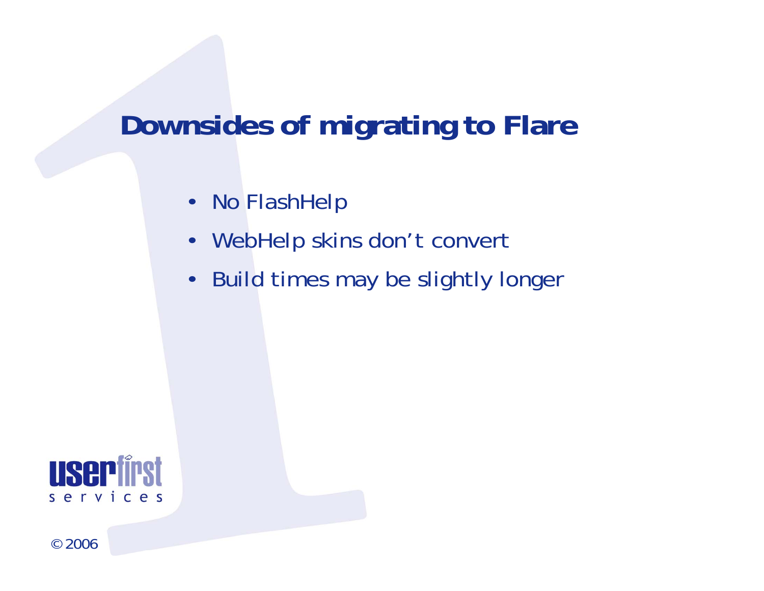# Downsides of migrating to Flare

- No FlashHelp
- WebHelp skins don’t convert
- Build times may be slightly longer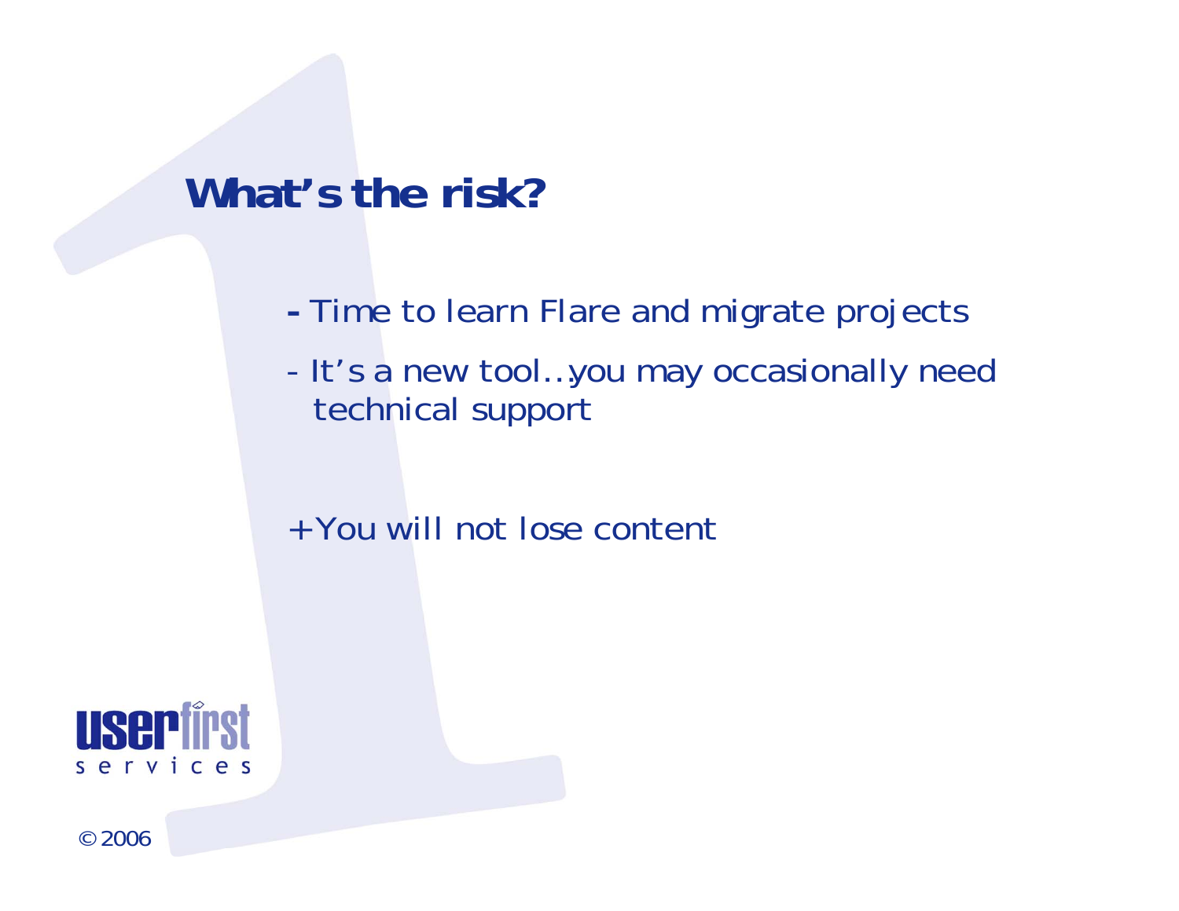# What's the risk?

- Time to learn Flare and migrate projects
- It's a new tool...you may occasionally need technical support

+You will not lose content

userfirst services

© 2006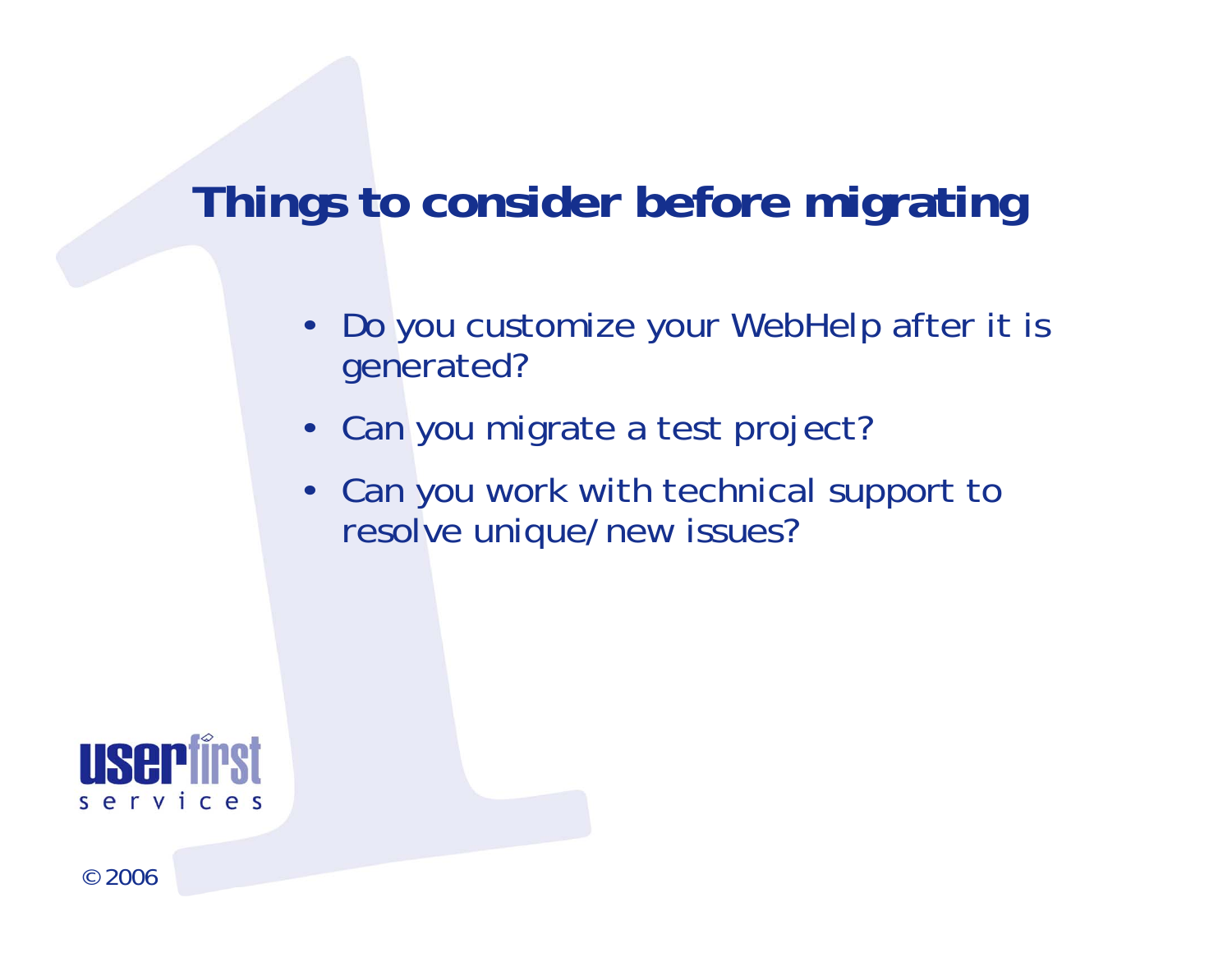# Things to consider before migrating

- Do you customize your WebHelp after it is generated?
- Can you migrate a test project?
- Can you work with technical support to resolve unique/new issues?

userfirst services

© 2006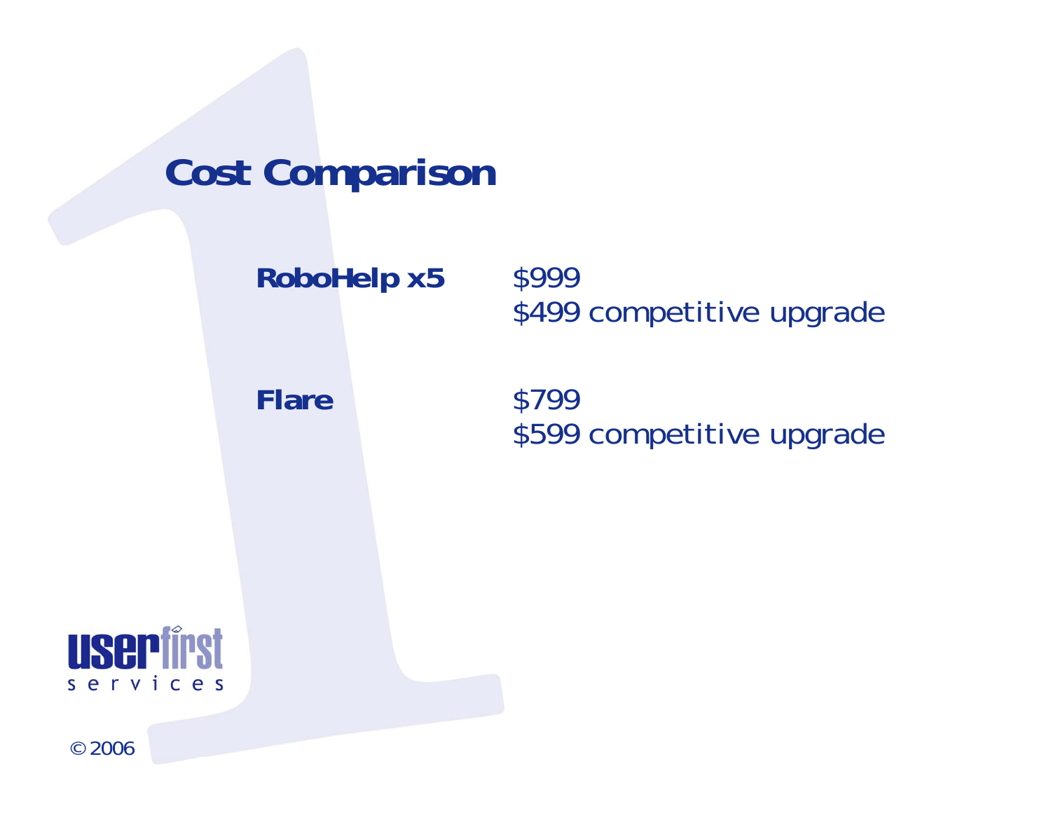# Cost Comparison

| | |
|---|---|
| **RoboHelp x5** | $999<br>$499 competitive upgrade |
| **Flare** | $799<br>$599 competitive upgrade |

userfirst services

© 2006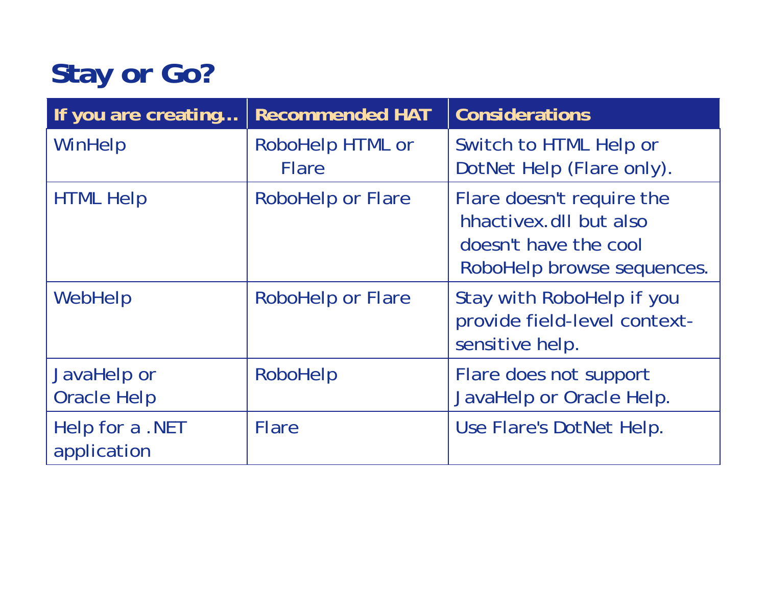# Stay or Go?

| If you are creating… | Recommended HAT | Considerations |
| --- | --- | --- |
| WinHelp | RoboHelp HTML or Flare | Switch to HTML Help or DotNet Help (Flare only). |
| HTML Help | RoboHelp or Flare | Flare doesn't require the hhactivex.dll but also doesn't have the cool RoboHelp browse sequences. |
| WebHelp | RoboHelp or Flare | Stay with RoboHelp if you provide field-level context-sensitive help. |
| JavaHelp or Oracle Help | RoboHelp | Flare does not support JavaHelp or Oracle Help. |
| Help for a .NET application | Flare | Use Flare's DotNet Help. |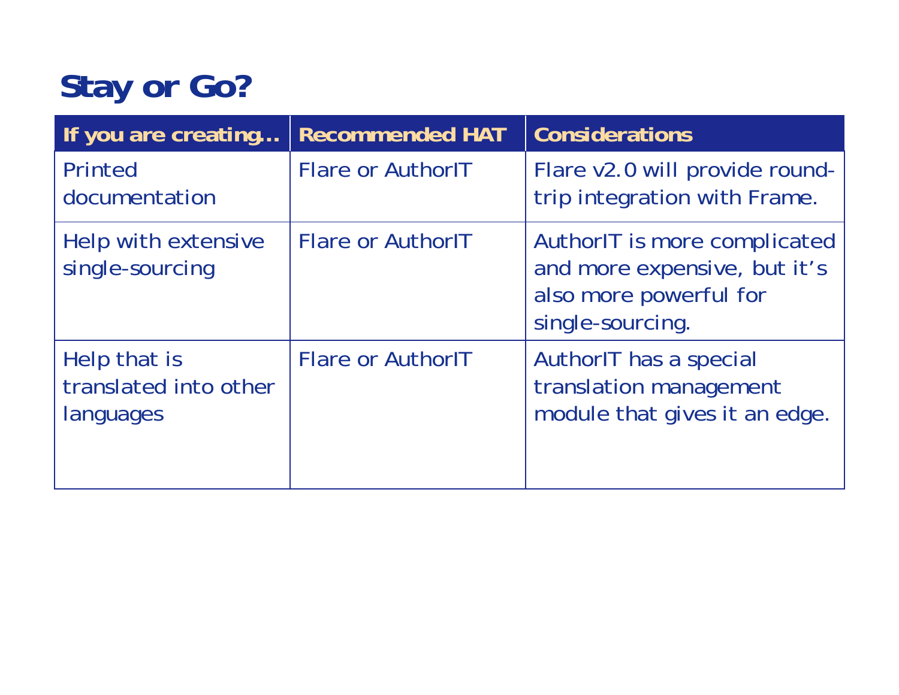# Stay or Go?

| If you are creating… | Recommended HAT | Considerations |
| --- | --- | --- |
| Printed documentation | Flare or AuthorIT | Flare v2.0 will provide round-trip integration with Frame. |
| Help with extensive single-sourcing | Flare or AuthorIT | AuthorIT is more complicated and more expensive, but it's also more powerful for single-sourcing. |
| Help that is translated into other languages | Flare or AuthorIT | AuthorIT has a special translation management module that gives it an edge. |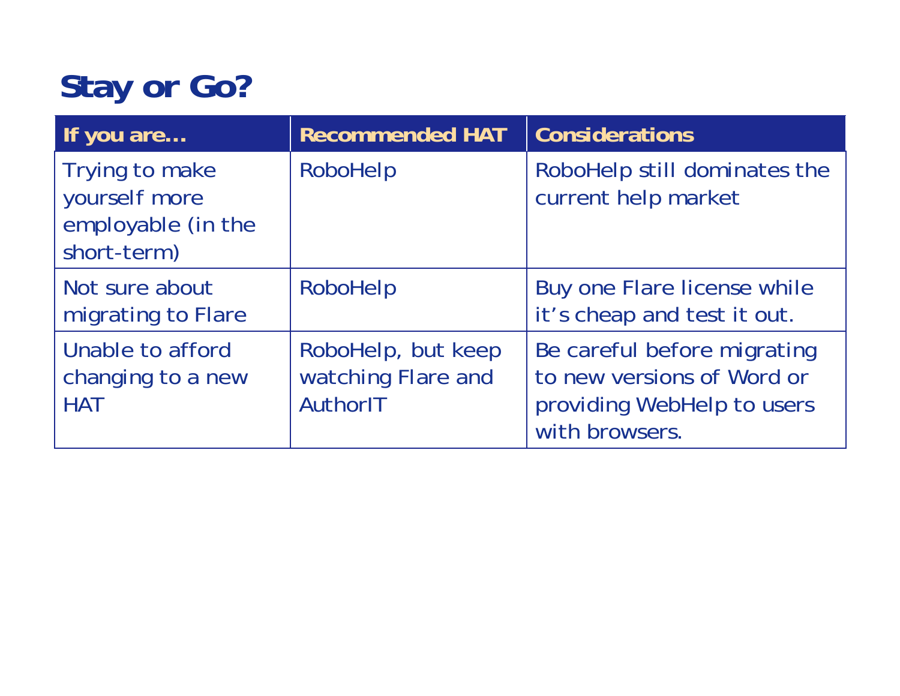# Stay or Go?

| If you are… | Recommended HAT | Considerations |
|---|---|---|
| Trying to make yourself more employable (in the short-term) | RoboHelp | RoboHelp still dominates the current help market |
| Not sure about migrating to Flare | RoboHelp | Buy one Flare license while it's cheap and test it out. |
| Unable to afford changing to a new HAT | RoboHelp, but keep watching Flare and AuthorIT | Be careful before migrating to new versions of Word or providing WebHelp to users with browsers. |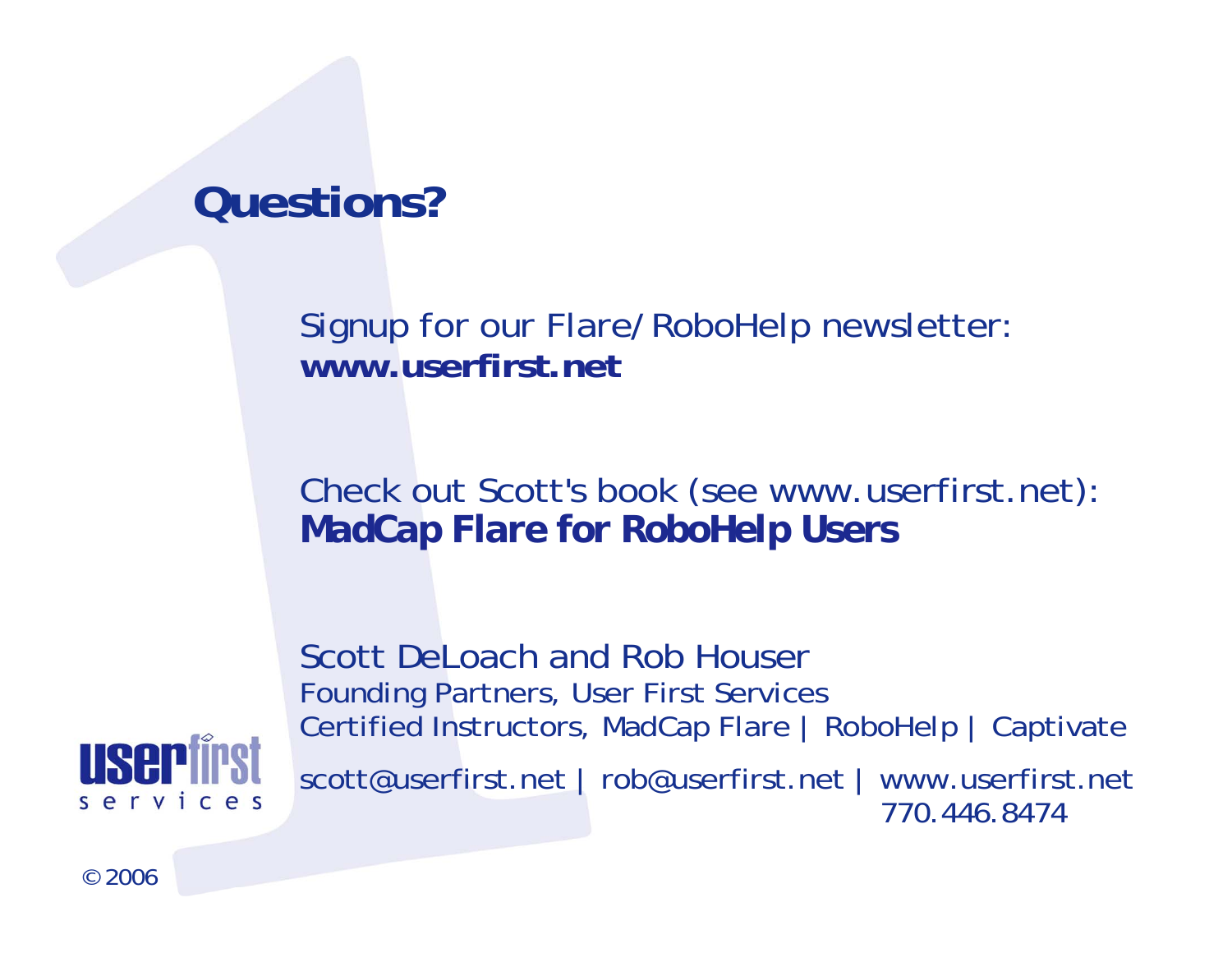## Questions?

Signup for our Flare/RoboHelp newsletter:
**www.userfirst.net**

Check out Scott's book (see www.userfirst.net):
**MadCap Flare for RoboHelp Users**

Scott DeLoach and Rob Houser
Founding Partners, User First Services
Certified Instructors, MadCap Flare | RoboHelp | Captivate

userfirst services

scott@userfirst.net | rob@userfirst.net | www.userfirst.net
770.446.8474

© 2006